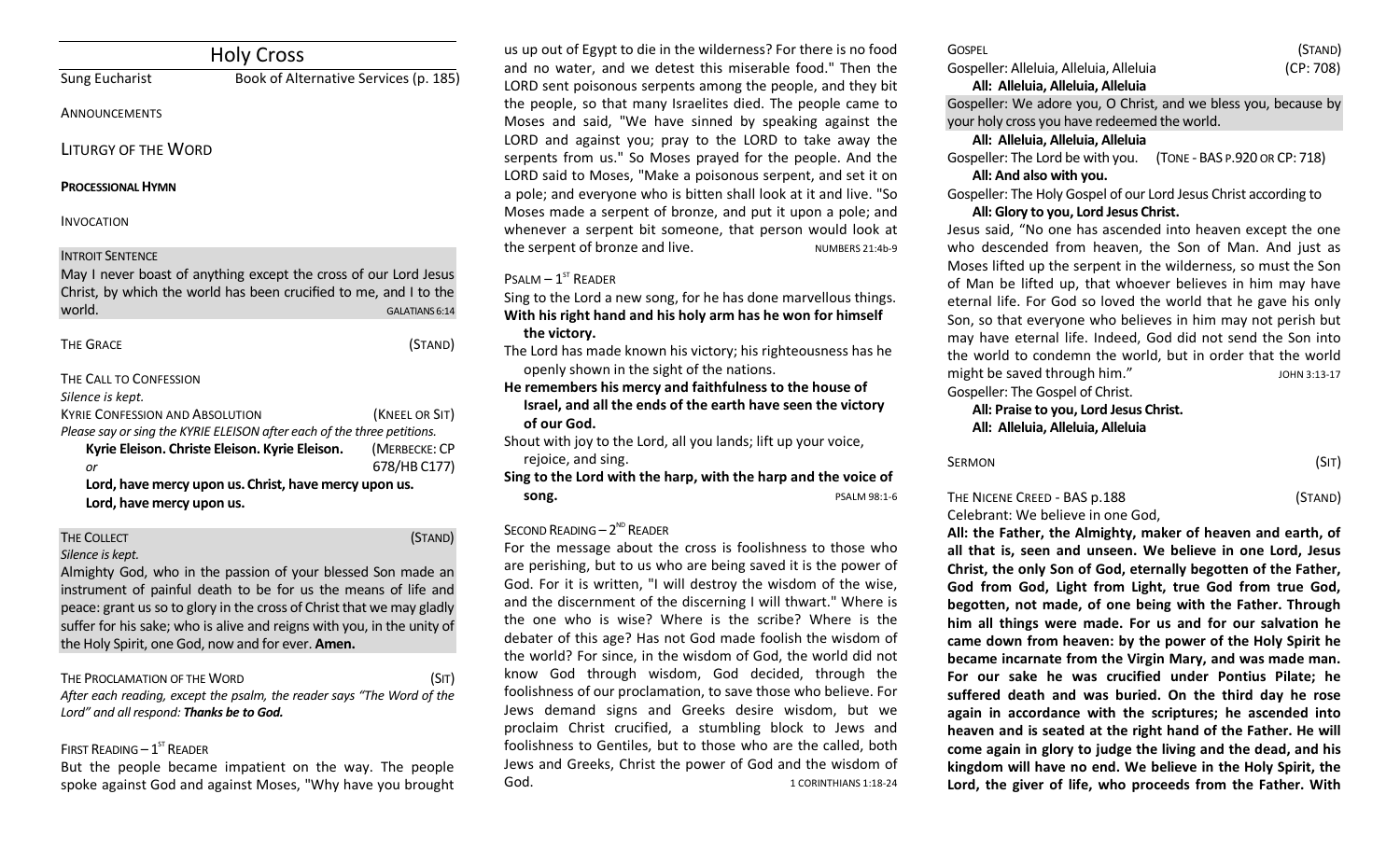# Holy Cross

Sung Eucharist — Book of Alternative Services (p. 185)

ANNOUNCEMENTS

## LITURGY OF THE WORD

**PROCESSIONAL HYMN**

INVOCATION

INTROIT SENTENCE

May I never boast of anything except the cross of our Lord Jesus Christ, by which the world has been crucified to me, and I to the world. GALATIANS 6:14

THE GRACE (STAND)

THE CALL TO CONFESSION

*Silence is kept.*

KYRIE CONFESSION AND ABSOLUTION (KNEEL OR SIT)

*Please say or sing the KYRIE ELEISON after each of the three petitions.*

**Kyrie Eleison. Christe Eleison. Kyrie Eleison.** (MERBECKE: CP 678/HB C177)

*or*

**Lord, have mercy upon us. Christ, have mercy upon us. Lord, have mercy upon us.**

THE COLLECT (STAND)

*Silence is kept.*

Almighty God, who in the passion of your blessed Son made an instrument of painful death to be for us the means of life and peace: grant us so to glory in the cross of Christ that we may gladly suffer for his sake; who is alive and reigns with you, in the unity of the Holy Spirit, one God, now and for ever. **Amen.**

THE PROCLAMATION OF THE WORD (SIT)

*After each reading, except the psalm, the reader says "The Word of the Lord" and all respond:* ***Thanks be to God.***

FIRST READING – 1ST READER

But the people became impatient on the way. The people spoke against God and against Moses, "Why have you brought us up out of Egypt to die in the wilderness? For there is no food and no water, and we detest this miserable food." Then the LORD sent poisonous serpents among the people, and they bit the people, so that many Israelites died. The people came to Moses and said, "We have sinned by speaking against the LORD and against you; pray to the LORD to take away the serpents from us." So Moses prayed for the people. And the LORD said to Moses, "Make a poisonous serpent, and set it on a pole; and everyone who is bitten shall look at it and live." So Moses made a serpent of bronze, and put it upon a pole; and whenever a serpent bit someone, that person would look at the serpent of bronze and live. NUMBERS 21:4b-9

PSALM – 1ST READER

Sing to the Lord a new song, for he has done marvellous things.

**With his right hand and his holy arm has he won for himself the victory.**

The Lord has made known his victory; his righteousness has he openly shown in the sight of the nations.

**He remembers his mercy and faithfulness to the house of Israel, and all the ends of the earth have seen the victory of our God.**

Shout with joy to the Lord, all you lands; lift up your voice, rejoice, and sing.

**Sing to the Lord with the harp, with the harp and the voice of song.** PSALM 98:1-6

SECOND READING – 2ND READER

For the message about the cross is foolishness to those who are perishing, but to us who are being saved it is the power of God. For it is written, "I will destroy the wisdom of the wise, and the discernment of the discerning I will thwart." Where is the one who is wise? Where is the scribe? Where is the debater of this age? Has not God made foolish the wisdom of the world? For since, in the wisdom of God, the world did not know God through wisdom, God decided, through the foolishness of our proclamation, to save those who believe. For Jews demand signs and Greeks desire wisdom, but we proclaim Christ crucified, a stumbling block to Jews and foolishness to Gentiles, but to those who are the called, both Jews and Greeks, Christ the power of God and the wisdom of God. 1 CORINTHIANS 1:18-24

GOSPEL (STAND)

Gospeller: Alleluia, Alleluia, Alleluia (CP: 708)

**All: Alleluia, Alleluia, Alleluia**

Gospeller: We adore you, O Christ, and we bless you, because by your holy cross you have redeemed the world.

**All: Alleluia, Alleluia, Alleluia**

Gospeller: The Lord be with you. (TONE - BAS P.920 OR CP: 718)

**All: And also with you.**

Gospeller: The Holy Gospel of our Lord Jesus Christ according to

**All: Glory to you, Lord Jesus Christ.**

Jesus said, "No one has ascended into heaven except the one who descended from heaven, the Son of Man. And just as Moses lifted up the serpent in the wilderness, so must the Son of Man be lifted up, that whoever believes in him may have eternal life. For God so loved the world that he gave his only Son, so that everyone who believes in him may not perish but may have eternal life. Indeed, God did not send the Son into the world to condemn the world, but in order that the world might be saved through him." JOHN 3:13-17

Gospeller: The Gospel of Christ.

**All: Praise to you, Lord Jesus Christ.**

**All: Alleluia, Alleluia, Alleluia**

SERMON (SIT)

THE NICENE CREED - BAS p.188 (STAND)

Celebrant: We believe in one God,

**All: the Father, the Almighty, maker of heaven and earth, of all that is, seen and unseen. We believe in one Lord, Jesus Christ, the only Son of God, eternally begotten of the Father, God from God, Light from Light, true God from true God, begotten, not made, of one being with the Father. Through him all things were made. For us and for our salvation he came down from heaven: by the power of the Holy Spirit he became incarnate from the Virgin Mary, and was made man. For our sake he was crucified under Pontius Pilate; he suffered death and was buried. On the third day he rose again in accordance with the scriptures; he ascended into heaven and is seated at the right hand of the Father. He will come again in glory to judge the living and the dead, and his kingdom will have no end. We believe in the Holy Spirit, the Lord, the giver of life, who proceeds from the Father. With**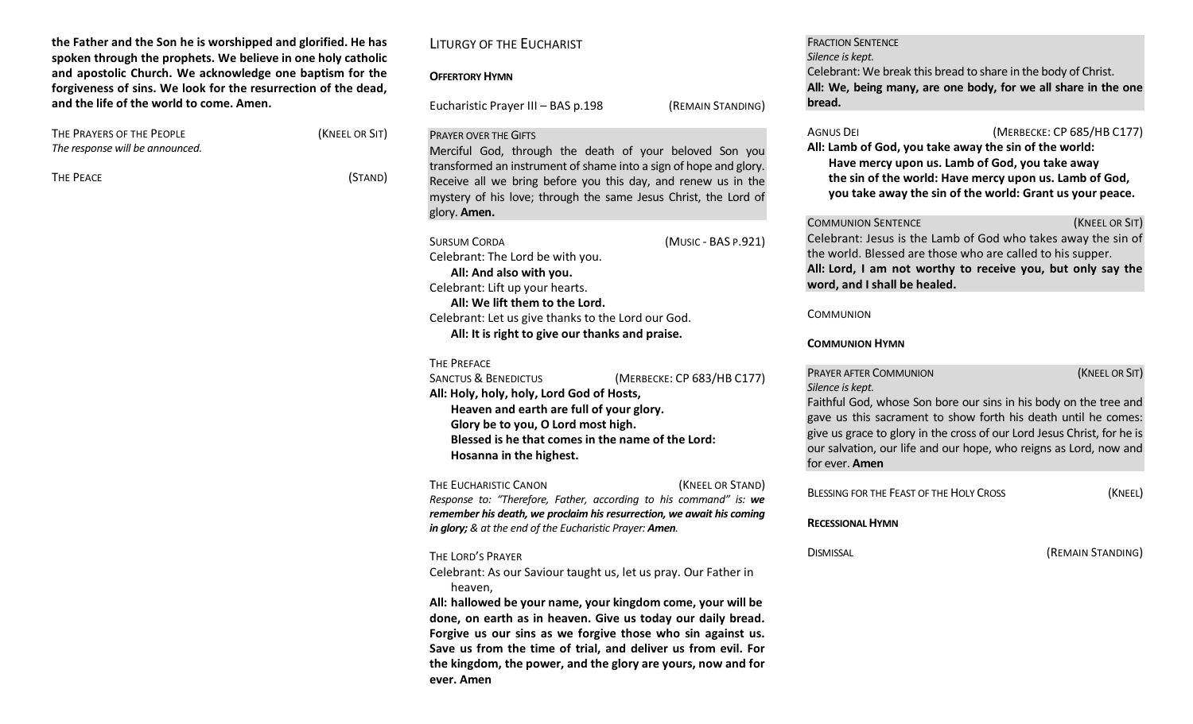**the Father and the Son he is worshipped and glorified. He has spoken through the prophets. We believe in one holy catholic and apostolic Church. We acknowledge one baptism for the forgiveness of sins. We look for the resurrection of the dead, and the life of the world to come. Amen.**

THE PRAYERS OF THE PEOPLE (KNEEL OR SIT)
*The response will be announced.*

THE PEACE (STAND)

## LITURGY OF THE EUCHARIST

**OFFERTORY HYMN**

Eucharistic Prayer III – BAS p.198 (REMAIN STANDING)

PRAYER OVER THE GIFTS
Merciful God, through the death of your beloved Son you transformed an instrument of shame into a sign of hope and glory. Receive all we bring before you this day, and renew us in the mystery of his love; through the same Jesus Christ, the Lord of glory. **Amen.**

SURSUM CORDA (MUSIC - BAS P.921)
Celebrant: The Lord be with you.
**All: And also with you.**
Celebrant: Lift up your hearts.
**All: We lift them to the Lord.**
Celebrant: Let us give thanks to the Lord our God.
**All: It is right to give our thanks and praise.**

THE PREFACE
SANCTUS & BENEDICTUS (MERBECKE: CP 683/HB C177)
**All: Holy, holy, holy, Lord God of Hosts,**
**Heaven and earth are full of your glory.**
**Glory be to you, O Lord most high.**
**Blessed is he that comes in the name of the Lord:**
**Hosanna in the highest.**

THE EUCHARISTIC CANON (KNEEL OR STAND)
*Response to: "Therefore, Father, according to his command" is: **we remember his death, we proclaim his resurrection, we await his coming in glory;** & at the end of the Eucharistic Prayer: **Amen**.*

THE LORD'S PRAYER
Celebrant: As our Saviour taught us, let us pray. Our Father in heaven,
**All: hallowed be your name, your kingdom come, your will be done, on earth as in heaven. Give us today our daily bread. Forgive us our sins as we forgive those who sin against us. Save us from the time of trial, and deliver us from evil. For the kingdom, the power, and the glory are yours, now and for ever. Amen**

FRACTION SENTENCE
*Silence is kept.*
Celebrant: We break this bread to share in the body of Christ.
**All: We, being many, are one body, for we all share in the one bread.**

AGNUS DEI (MERBECKE: CP 685/HB C177)
**All: Lamb of God, you take away the sin of the world:**
**Have mercy upon us. Lamb of God, you take away**
**the sin of the world: Have mercy upon us. Lamb of God,**
**you take away the sin of the world: Grant us your peace.**

COMMUNION SENTENCE (KNEEL OR SIT)
Celebrant: Jesus is the Lamb of God who takes away the sin of the world. Blessed are those who are called to his supper.
**All: Lord, I am not worthy to receive you, but only say the word, and I shall be healed.**

COMMUNION

**COMMUNION HYMN**

PRAYER AFTER COMMUNION (KNEEL OR SIT)
*Silence is kept.*
Faithful God, whose Son bore our sins in his body on the tree and gave us this sacrament to show forth his death until he comes: give us grace to glory in the cross of our Lord Jesus Christ, for he is our salvation, our life and our hope, who reigns as Lord, now and for ever. **Amen**

BLESSING FOR THE FEAST OF THE HOLY CROSS (KNEEL)

**RECESSIONAL HYMN**

DISMISSAL (REMAIN STANDING)